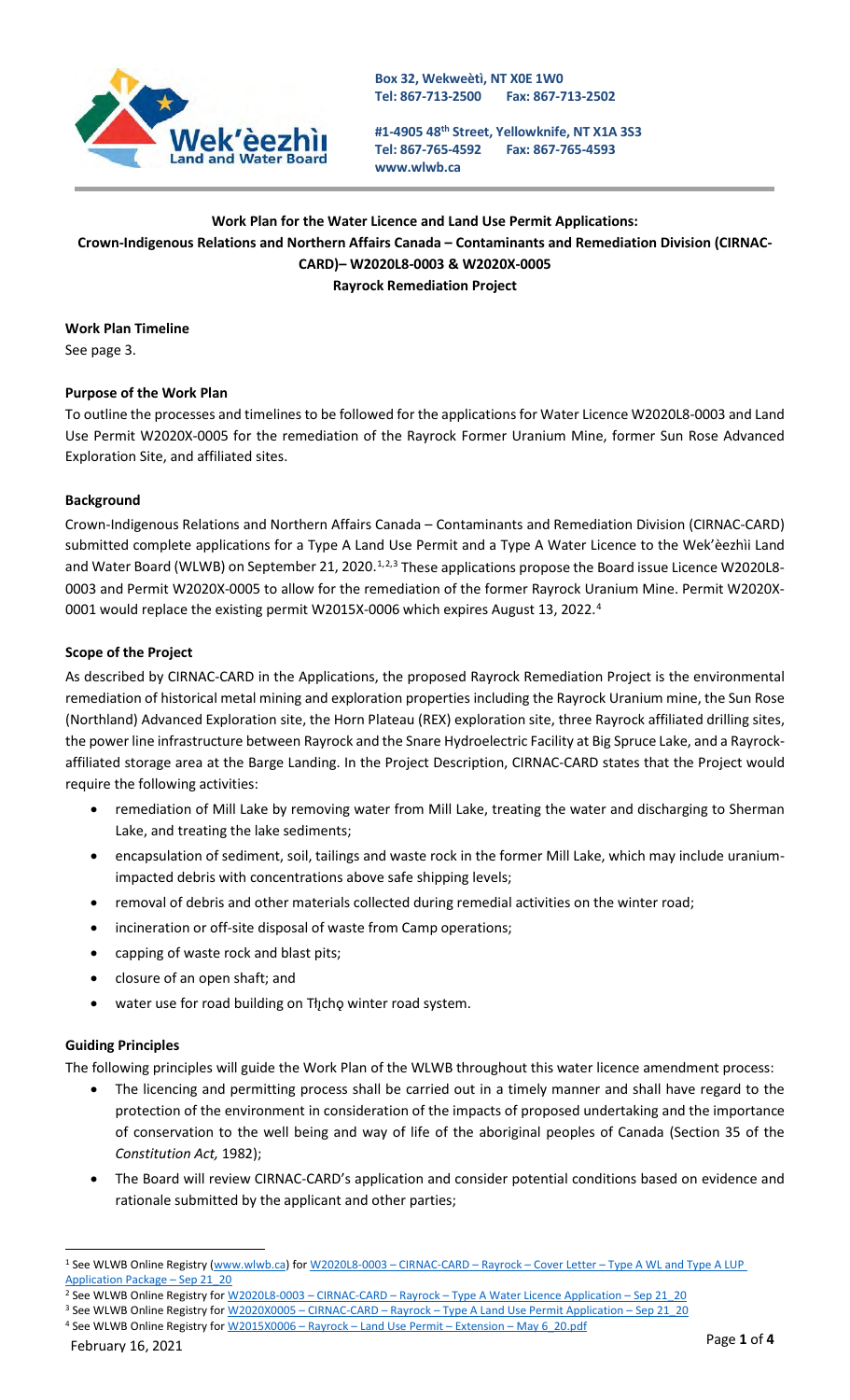Box 32, Wekweètì, NT X0E 1W0
Tel: 867-713-2500 Fax: 867-713-2502

#1-4905 48th Street, Yellowknife, NT X1A 3S3
Tel: 867-765-4592 Fax: 867-765-4593
www.wlwb.ca

**Work Plan for the Water Licence and Land Use Permit Applications:**
**Crown-Indigenous Relations and Northern Affairs Canada – Contaminants and Remediation Division (CIRNAC-CARD)– W2020L8-0003 & W2020X-0005**
**Rayrock Remediation Project**

**Work Plan Timeline**

See page 3.

**Purpose of the Work Plan**

To outline the processes and timelines to be followed for the applications for Water Licence W2020L8-0003 and Land Use Permit W2020X-0005 for the remediation of the Rayrock Former Uranium Mine, former Sun Rose Advanced Exploration Site, and affiliated sites.

**Background**

Crown-Indigenous Relations and Northern Affairs Canada – Contaminants and Remediation Division (CIRNAC-CARD) submitted complete applications for a Type A Land Use Permit and a Type A Water Licence to the Wek'èezhìi Land and Water Board (WLWB) on September 21, 2020.[1,2,3] These applications propose the Board issue Licence W2020L8-0003 and Permit W2020X-0005 to allow for the remediation of the former Rayrock Uranium Mine. Permit W2020X-0001 would replace the existing permit W2015X-0006 which expires August 13, 2022.[4]

**Scope of the Project**

As described by CIRNAC-CARD in the Applications, the proposed Rayrock Remediation Project is the environmental remediation of historical metal mining and exploration properties including the Rayrock Uranium mine, the Sun Rose (Northland) Advanced Exploration site, the Horn Plateau (REX) exploration site, three Rayrock affiliated drilling sites, the power line infrastructure between Rayrock and the Snare Hydroelectric Facility at Big Spruce Lake, and a Rayrock-affiliated storage area at the Barge Landing. In the Project Description, CIRNAC-CARD states that the Project would require the following activities:

- remediation of Mill Lake by removing water from Mill Lake, treating the water and discharging to Sherman Lake, and treating the lake sediments;
- encapsulation of sediment, soil, tailings and waste rock in the former Mill Lake, which may include uranium-impacted debris with concentrations above safe shipping levels;
- removal of debris and other materials collected during remedial activities on the winter road;
- incineration or off-site disposal of waste from Camp operations;
- capping of waste rock and blast pits;
- closure of an open shaft; and
- water use for road building on Tłı̨chǫ winter road system.

**Guiding Principles**

The following principles will guide the Work Plan of the WLWB throughout this water licence amendment process:

- The licencing and permitting process shall be carried out in a timely manner and shall have regard to the protection of the environment in consideration of the impacts of proposed undertaking and the importance of conservation to the well being and way of life of the aboriginal peoples of Canada (Section 35 of the *Constitution Act,* 1982);
- The Board will review CIRNAC-CARD's application and consider potential conditions based on evidence and rationale submitted by the applicant and other parties;

---

[1] See WLWB Online Registry (www.wlwb.ca) for W2020L8-0003 – CIRNAC-CARD – Rayrock – Cover Letter – Type A WL and Type A LUP Application Package – Sep 21_20

[2] See WLWB Online Registry for W2020L8-0003 – CIRNAC-CARD – Rayrock – Type A Water Licence Application – Sep 21_20

[3] See WLWB Online Registry for W2020X0005 – CIRNAC-CARD – Rayrock – Type A Land Use Permit Application – Sep 21_20

[4] See WLWB Online Registry for W2015X0006 – Rayrock – Land Use Permit – Extension – May 6_20.pdf

February 16, 2021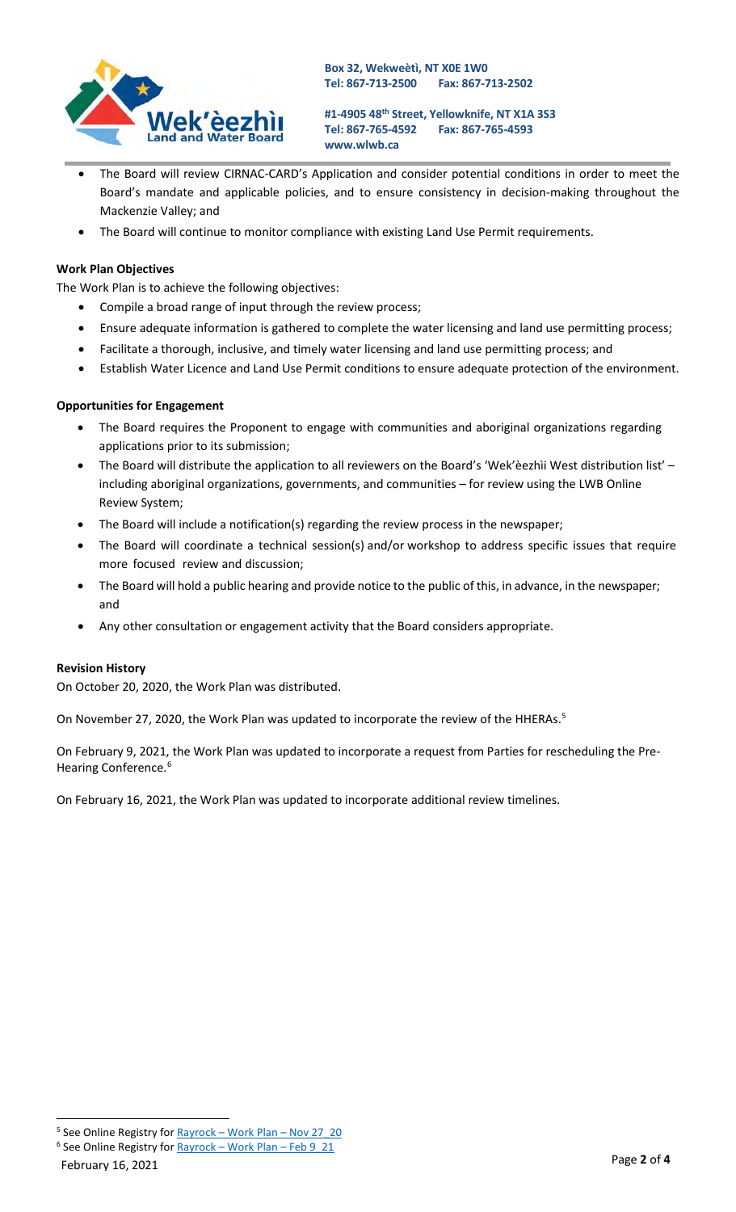- The Board will review CIRNAC-CARD's Application and consider potential conditions in order to meet the Board's mandate and applicable policies, and to ensure consistency in decision-making throughout the Mackenzie Valley; and
- The Board will continue to monitor compliance with existing Land Use Permit requirements.

**Work Plan Objectives**

The Work Plan is to achieve the following objectives:

- Compile a broad range of input through the review process;
- Ensure adequate information is gathered to complete the water licensing and land use permitting process;
- Facilitate a thorough, inclusive, and timely water licensing and land use permitting process; and
- Establish Water Licence and Land Use Permit conditions to ensure adequate protection of the environment.

**Opportunities for Engagement**

- The Board requires the Proponent to engage with communities and aboriginal organizations regarding applications prior to its submission;
- The Board will distribute the application to all reviewers on the Board's 'Wek'èezhìi West distribution list' – including aboriginal organizations, governments, and communities – for review using the LWB Online Review System;
- The Board will include a notification(s) regarding the review process in the newspaper;
- The Board will coordinate a technical session(s) and/or workshop to address specific issues that require more focused review and discussion;
- The Board will hold a public hearing and provide notice to the public of this, in advance, in the newspaper; and
- Any other consultation or engagement activity that the Board considers appropriate.

**Revision History**

On October 20, 2020, the Work Plan was distributed.

On November 27, 2020, the Work Plan was updated to incorporate the review of the HHERAs.[5]

On February 9, 2021, the Work Plan was updated to incorporate a request from Parties for rescheduling the Pre-Hearing Conference.[6]

On February 16, 2021, the Work Plan was updated to incorporate additional review timelines.

[5] See Online Registry for Rayrock – Work Plan – Nov 27_20

[6] See Online Registry for Rayrock – Work Plan – Feb 9_21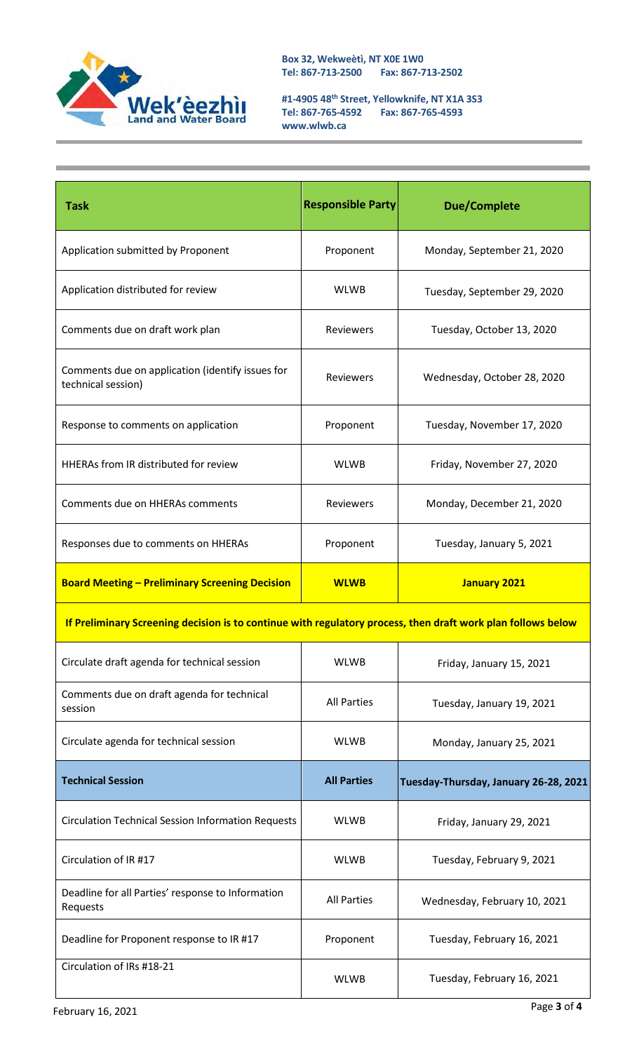Box 32, Wekweètì, NT X0E 1W0
Tel: 867-713-2500 Fax: 867-713-2502

#1-4905 48th Street, Yellowknife, NT X1A 3S3
Tel: 867-765-4592 Fax: 867-765-4593
www.wlwb.ca

| Task | Responsible Party | Due/Complete |
|---|---|---|
| Application submitted by Proponent | Proponent | Monday, September 21, 2020 |
| Application distributed for review | WLWB | Tuesday, September 29, 2020 |
| Comments due on draft work plan | Reviewers | Tuesday, October 13, 2020 |
| Comments due on application (identify issues for technical session) | Reviewers | Wednesday, October 28, 2020 |
| Response to comments on application | Proponent | Tuesday, November 17, 2020 |
| HHERAs from IR distributed for review | WLWB | Friday, November 27, 2020 |
| Comments due on HHERAs comments | Reviewers | Monday, December 21, 2020 |
| Responses due to comments on HHERAs | Proponent | Tuesday, January 5, 2021 |
| **Board Meeting – Preliminary Screening Decision** | **WLWB** | **January 2021** |
| **If Preliminary Screening decision is to continue with regulatory process, then draft work plan follows below** | | |
| Circulate draft agenda for technical session | WLWB | Friday, January 15, 2021 |
| Comments due on draft agenda for technical session | All Parties | Tuesday, January 19, 2021 |
| Circulate agenda for technical session | WLWB | Monday, January 25, 2021 |
| **Technical Session** | **All Parties** | **Tuesday-Thursday, January 26-28, 2021** |
| Circulation Technical Session Information Requests | WLWB | Friday, January 29, 2021 |
| Circulation of IR #17 | WLWB | Tuesday, February 9, 2021 |
| Deadline for all Parties' response to Information Requests | All Parties | Wednesday, February 10, 2021 |
| Deadline for Proponent response to IR #17 | Proponent | Tuesday, February 16, 2021 |
| Circulation of IRs #18-21 | WLWB | Tuesday, February 16, 2021 |

February 16, 2021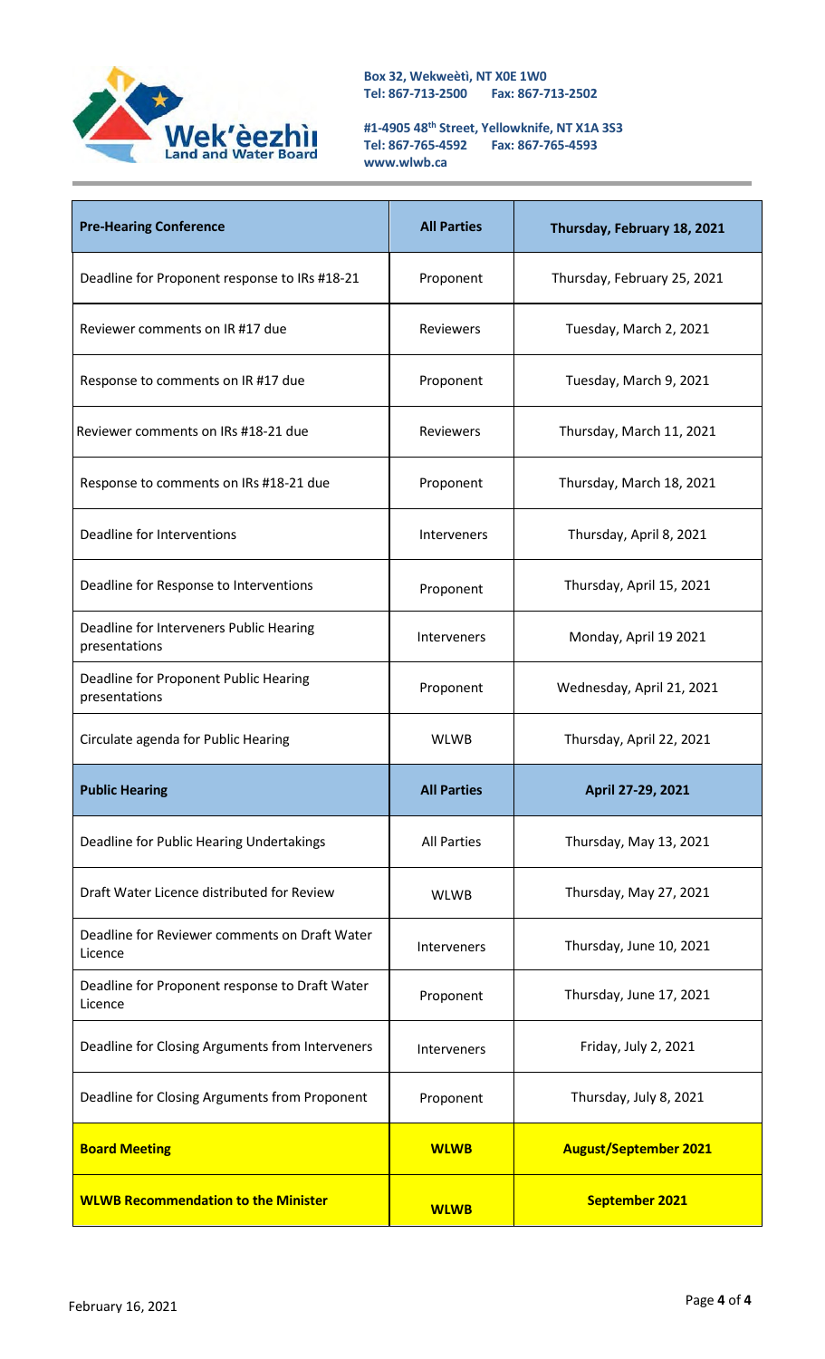Box 32, Wekweètì, NT X0E 1W0
Tel: 867-713-2500 Fax: 867-713-2502

#1-4905 48th Street, Yellowknife, NT X1A 3S3
Tel: 867-765-4592 Fax: 867-765-4593
www.wlwb.ca

| **Pre-Hearing Conference** | **All Parties** | **Thursday, February 18, 2021** |
|---|---|---|
| Deadline for Proponent response to IRs #18-21 | Proponent | Thursday, February 25, 2021 |
| Reviewer comments on IR #17 due | Reviewers | Tuesday, March 2, 2021 |
| Response to comments on IR #17 due | Proponent | Tuesday, March 9, 2021 |
| Reviewer comments on IRs #18-21 due | Reviewers | Thursday, March 11, 2021 |
| Response to comments on IRs #18-21 due | Proponent | Thursday, March 18, 2021 |
| Deadline for Interventions | Interveners | Thursday, April 8, 2021 |
| Deadline for Response to Interventions | Proponent | Thursday, April 15, 2021 |
| Deadline for Interveners Public Hearing presentations | Interveners | Monday, April 19 2021 |
| Deadline for Proponent Public Hearing presentations | Proponent | Wednesday, April 21, 2021 |
| Circulate agenda for Public Hearing | WLWB | Thursday, April 22, 2021 |
| **Public Hearing** | **All Parties** | **April 27-29, 2021** |
| Deadline for Public Hearing Undertakings | All Parties | Thursday, May 13, 2021 |
| Draft Water Licence distributed for Review | WLWB | Thursday, May 27, 2021 |
| Deadline for Reviewer comments on Draft Water Licence | Interveners | Thursday, June 10, 2021 |
| Deadline for Proponent response to Draft Water Licence | Proponent | Thursday, June 17, 2021 |
| Deadline for Closing Arguments from Interveners | Interveners | Friday, July 2, 2021 |
| Deadline for Closing Arguments from Proponent | Proponent | Thursday, July 8, 2021 |
| **Board Meeting** | **WLWB** | **August/September 2021** |
| **WLWB Recommendation to the Minister** | **WLWB** | **September 2021** |

February 16, 2021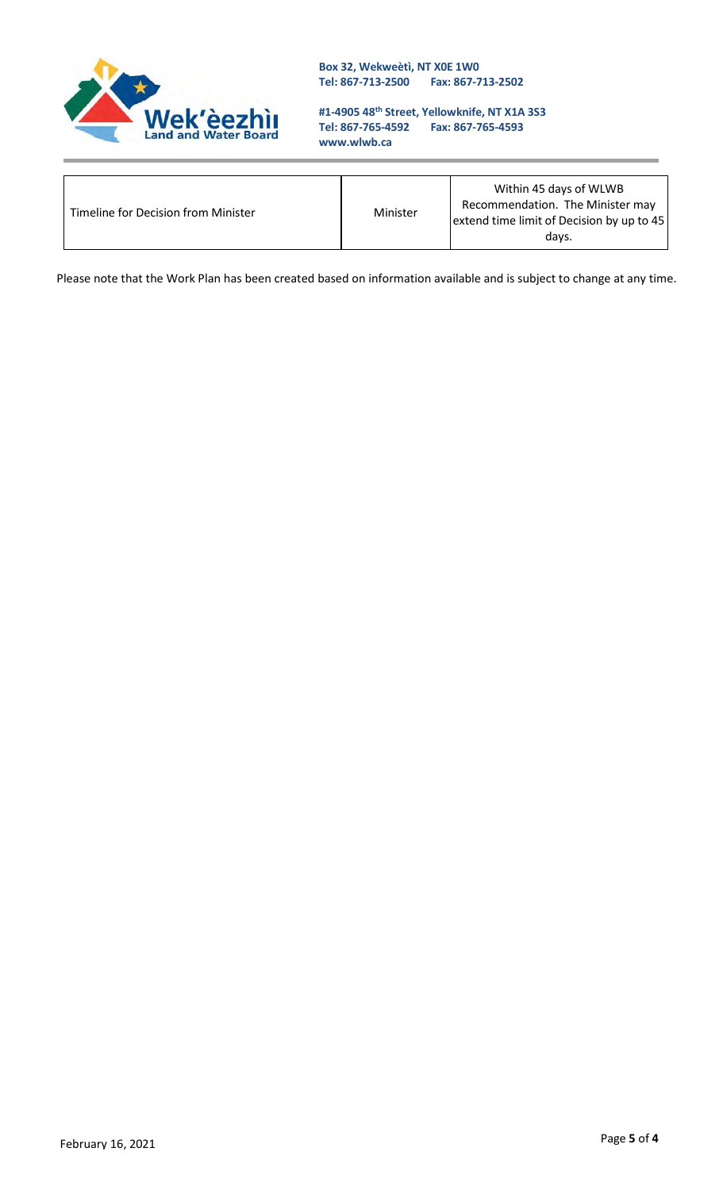| | | |
|---|---|---|
| Timeline for Decision from Minister | Minister | Within 45 days of WLWB Recommendation. The Minister may extend time limit of Decision by up to 45 days. |

Please note that the Work Plan has been created based on information available and is subject to change at any time.